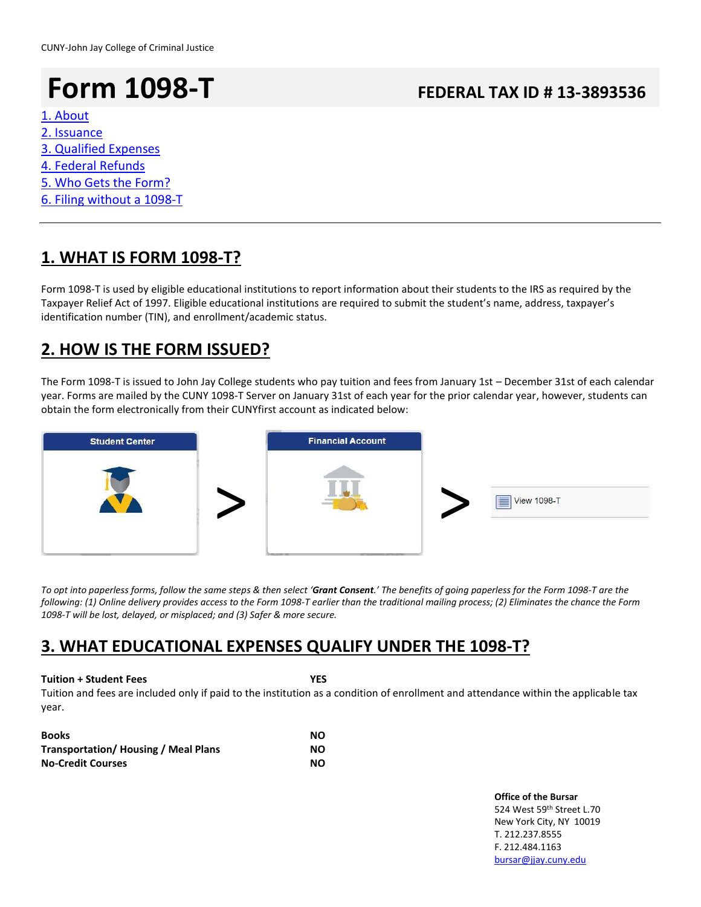CUNY-John Jay College of Criminal Justice

# Form 1098-T

**FEDERAL TAX ID # 13-3893536**

1. About
2. Issuance
3. Qualified Expenses
4. Federal Refunds
5. Who Gets the Form?
6. Filing without a 1098-T

---

## 1. WHAT IS FORM 1098-T?

Form 1098-T is used by eligible educational institutions to report information about their students to the IRS as required by the Taxpayer Relief Act of 1997. Eligible educational institutions are required to submit the student's name, address, taxpayer's identification number (TIN), and enrollment/academic status.

## 2. HOW IS THE FORM ISSUED?

The Form 1098-T is issued to John Jay College students who pay tuition and fees from January 1st – December 31st of each calendar year. Forms are mailed by the CUNY 1098-T Server on January 31st of each year for the prior calendar year, however, students can obtain the form electronically from their CUNYfirst account as indicated below:

Student Center > Financial Account > View 1098-T

*To opt into paperless forms, follow the same steps & then select '**Grant Consent**.' The benefits of going paperless for the Form 1098-T are the following: (1) Online delivery provides access to the Form 1098-T earlier than the traditional mailing process; (2) Eliminates the chance the Form 1098-T will be lost, delayed, or misplaced; and (3) Safer & more secure.*

## 3. WHAT EDUCATIONAL EXPENSES QUALIFY UNDER THE 1098-T?

**Tuition + Student Fees** **YES**

Tuition and fees are included only if paid to the institution as a condition of enrollment and attendance within the applicable tax year.

| | |
|---|---|
| **Books** | **NO** |
| **Transportation/ Housing / Meal Plans** | **NO** |
| **No-Credit Courses** | **NO** |

**Office of the Bursar**
524 West 59th Street L.70
New York City, NY 10019
T. 212.237.8555
F. 212.484.1163
bursar@jjay.cuny.edu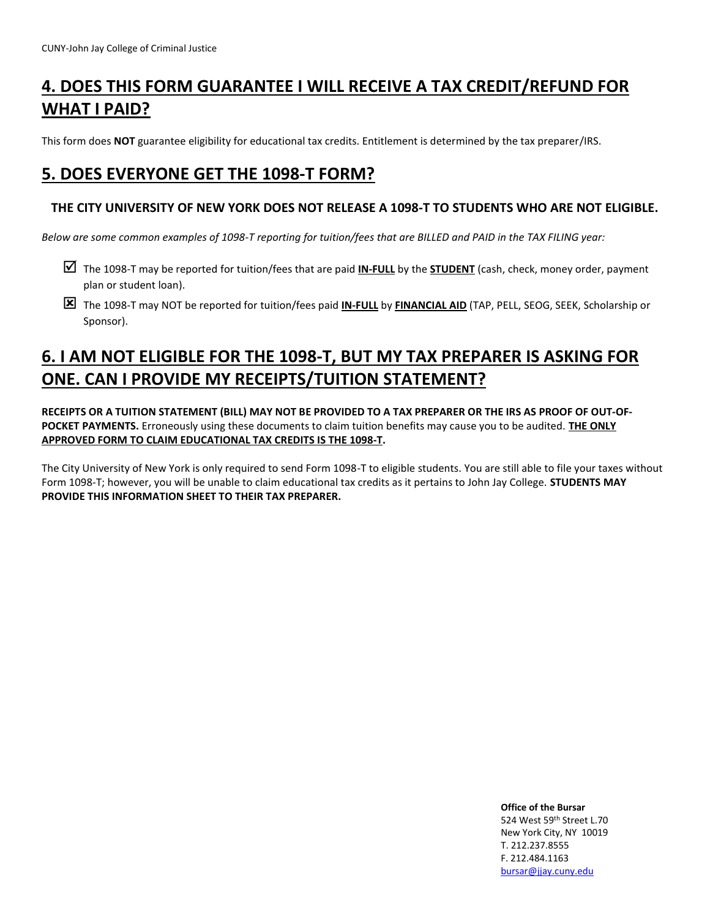## 4. DOES THIS FORM GUARANTEE I WILL RECEIVE A TAX CREDIT/REFUND FOR WHAT I PAID?

This form does **NOT** guarantee eligibility for educational tax credits. Entitlement is determined by the tax preparer/IRS.

## 5. DOES EVERYONE GET THE 1098-T FORM?

**THE CITY UNIVERSITY OF NEW YORK DOES NOT RELEASE A 1098-T TO STUDENTS WHO ARE NOT ELIGIBLE.**

*Below are some common examples of 1098-T reporting for tuition/fees that are BILLED and PAID in the TAX FILING year:*

- ☑ The 1098-T may be reported for tuition/fees that are paid **IN-FULL** by the **STUDENT** (cash, check, money order, payment plan or student loan).
- ☒ The 1098-T may NOT be reported for tuition/fees paid **IN-FULL** by **FINANCIAL AID** (TAP, PELL, SEOG, SEEK, Scholarship or Sponsor).

## 6. I AM NOT ELIGIBLE FOR THE 1098-T, BUT MY TAX PREPARER IS ASKING FOR ONE. CAN I PROVIDE MY RECEIPTS/TUITION STATEMENT?

**RECEIPTS OR A TUITION STATEMENT (BILL) MAY NOT BE PROVIDED TO A TAX PREPARER OR THE IRS AS PROOF OF OUT-OF-POCKET PAYMENTS.** Erroneously using these documents to claim tuition benefits may cause you to be audited. **THE ONLY APPROVED FORM TO CLAIM EDUCATIONAL TAX CREDITS IS THE 1098-T.**

The City University of New York is only required to send Form 1098-T to eligible students. You are still able to file your taxes without Form 1098-T; however, you will be unable to claim educational tax credits as it pertains to John Jay College. **STUDENTS MAY PROVIDE THIS INFORMATION SHEET TO THEIR TAX PREPARER.**

**Office of the Bursar**
524 West 59th Street L.70
New York City, NY 10019
T. 212.237.8555
F. 212.484.1163
bursar@jjay.cuny.edu